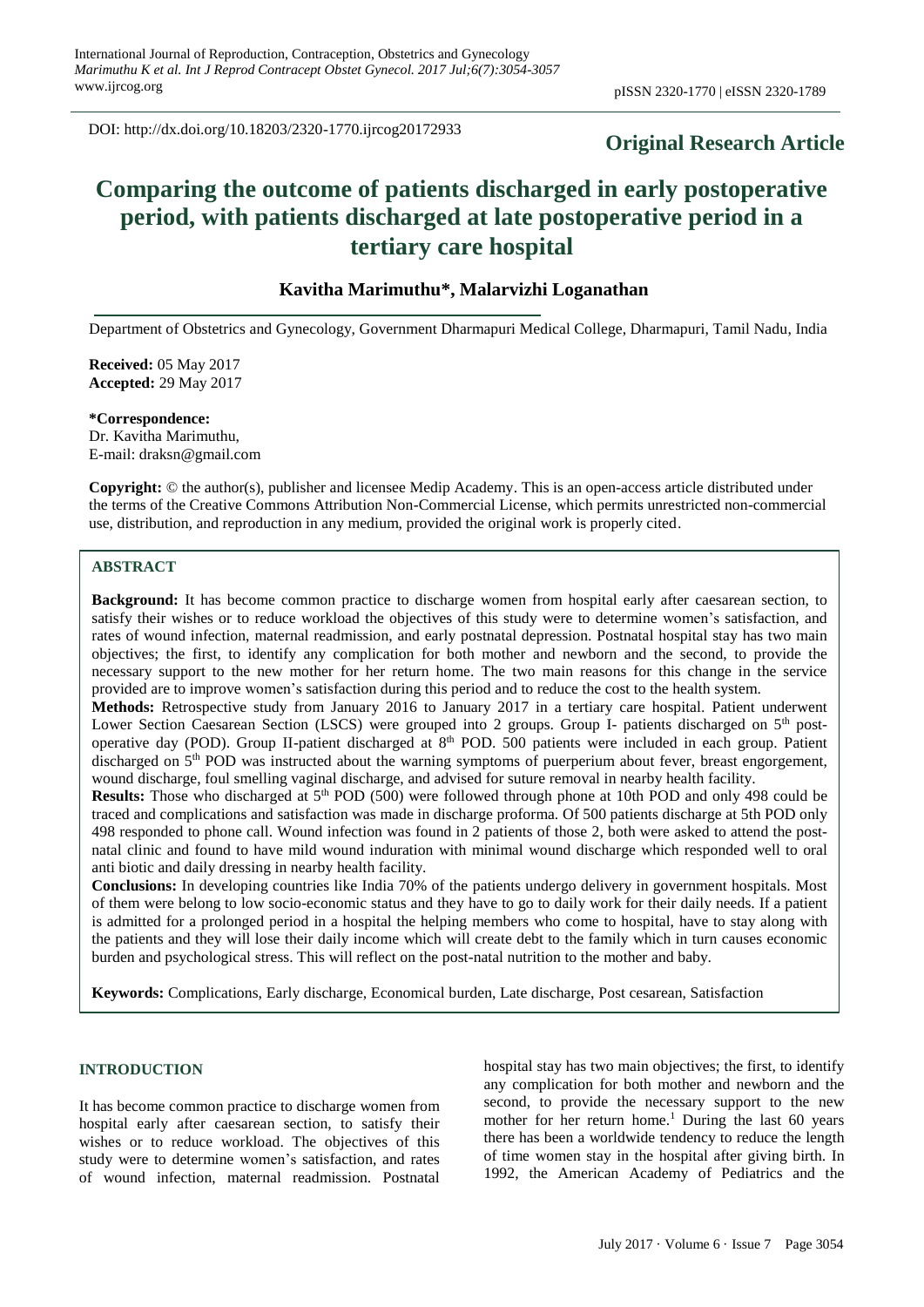DOI: http://dx.doi.org/10.18203/2320-1770.ijrcog20172933

**Original Research Article**

# Comparing the outcome of patients discharged in early postoperative period, with patients discharged at late postoperative period in a tertiary care hospital

**Kavitha Marimuthu*, Malarvizhi Loganathan**

Department of Obstetrics and Gynecology, Government Dharmapuri Medical College, Dharmapuri, Tamil Nadu, India

**Received:** 05 May 2017
**Accepted:** 29 May 2017

**\*Correspondence:**
Dr. Kavitha Marimuthu,
E-mail: draksn@gmail.com

**Copyright:** © the author(s), publisher and licensee Medip Academy. This is an open-access article distributed under the terms of the Creative Commons Attribution Non-Commercial License, which permits unrestricted non-commercial use, distribution, and reproduction in any medium, provided the original work is properly cited.

## ABSTRACT

**Background:** It has become common practice to discharge women from hospital early after caesarean section, to satisfy their wishes or to reduce workload the objectives of this study were to determine women's satisfaction, and rates of wound infection, maternal readmission, and early postnatal depression. Postnatal hospital stay has two main objectives; the first, to identify any complication for both mother and newborn and the second, to provide the necessary support to the new mother for her return home. The two main reasons for this change in the service provided are to improve women's satisfaction during this period and to reduce the cost to the health system.

**Methods:** Retrospective study from January 2016 to January 2017 in a tertiary care hospital. Patient underwent Lower Section Caesarean Section (LSCS) were grouped into 2 groups. Group I- patients discharged on 5th post-operative day (POD). Group II-patient discharged at 8th POD. 500 patients were included in each group. Patient discharged on 5th POD was instructed about the warning symptoms of puerperium about fever, breast engorgement, wound discharge, foul smelling vaginal discharge, and advised for suture removal in nearby health facility.

**Results:** Those who discharged at 5th POD (500) were followed through phone at 10th POD and only 498 could be traced and complications and satisfaction was made in discharge proforma. Of 500 patients discharge at 5th POD only 498 responded to phone call. Wound infection was found in 2 patients of those 2, both were asked to attend the post-natal clinic and found to have mild wound induration with minimal wound discharge which responded well to oral anti biotic and daily dressing in nearby health facility.

**Conclusions:** In developing countries like India 70% of the patients undergo delivery in government hospitals. Most of them were belong to low socio-economic status and they have to go to daily work for their daily needs. If a patient is admitted for a prolonged period in a hospital the helping members who come to hospital, have to stay along with the patients and they will lose their daily income which will create debt to the family which in turn causes economic burden and psychological stress. This will reflect on the post-natal nutrition to the mother and baby.

**Keywords:** Complications, Early discharge, Economical burden, Late discharge, Post cesarean, Satisfaction

## INTRODUCTION

It has become common practice to discharge women from hospital early after caesarean section, to satisfy their wishes or to reduce workload. The objectives of this study were to determine women's satisfaction, and rates of wound infection, maternal readmission. Postnatal hospital stay has two main objectives; the first, to identify any complication for both mother and newborn and the second, to provide the necessary support to the new mother for her return home.[1] During the last 60 years there has been a worldwide tendency to reduce the length of time women stay in the hospital after giving birth. In 1992, the American Academy of Pediatrics and the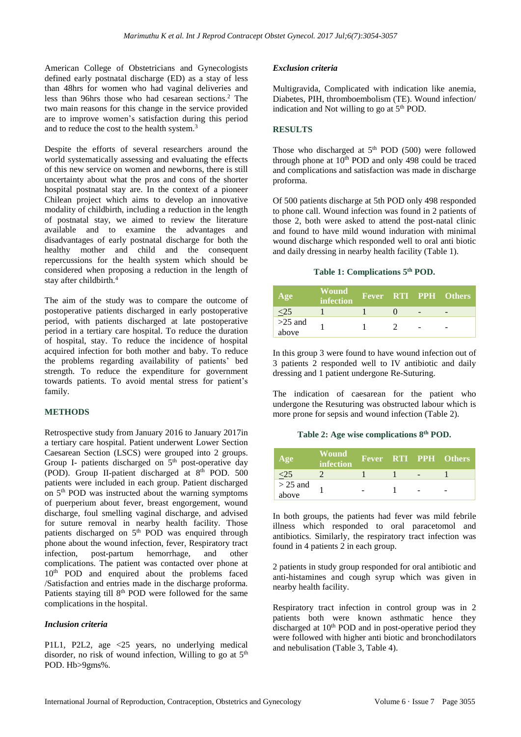American College of Obstetricians and Gynecologists defined early postnatal discharge (ED) as a stay of less than 48hrs for women who had vaginal deliveries and less than 96hrs those who had cesarean sections.[2] The two main reasons for this change in the service provided are to improve women's satisfaction during this period and to reduce the cost to the health system.[3]

Despite the efforts of several researchers around the world systematically assessing and evaluating the effects of this new service on women and newborns, there is still uncertainty about what the pros and cons of the shorter hospital postnatal stay are. In the context of a pioneer Chilean project which aims to develop an innovative modality of childbirth, including a reduction in the length of postnatal stay, we aimed to review the literature available and to examine the advantages and disadvantages of early postnatal discharge for both the healthy mother and child and the consequent repercussions for the health system which should be considered when proposing a reduction in the length of stay after childbirth.[4]

The aim of the study was to compare the outcome of postoperative patients discharged in early postoperative period, with patients discharged at late postoperative period in a tertiary care hospital. To reduce the duration of hospital, stay. To reduce the incidence of hospital acquired infection for both mother and baby. To reduce the problems regarding availability of patients' bed strength. To reduce the expenditure for government towards patients. To avoid mental stress for patient's family.

## METHODS

Retrospective study from January 2016 to January 2017in a tertiary care hospital. Patient underwent Lower Section Caesarean Section (LSCS) were grouped into 2 groups. Group I- patients discharged on 5th post-operative day (POD). Group II-patient discharged at 8th POD. 500 patients were included in each group. Patient discharged on 5th POD was instructed about the warning symptoms of puerperium about fever, breast engorgement, wound discharge, foul smelling vaginal discharge, and advised for suture removal in nearby health facility. Those patients discharged on 5th POD was enquired through phone about the wound infection, fever, Respiratory tract infection, post-partum hemorrhage, and other complications. The patient was contacted over phone at 10th POD and enquired about the problems faced /Satisfaction and entries made in the discharge proforma. Patients staying till 8th POD were followed for the same complications in the hospital.

### *Inclusion criteria*

P1L1, P2L2, age <25 years, no underlying medical disorder, no risk of wound infection, Willing to go at 5th POD. Hb>9gms%.

### *Exclusion criteria*

Multigravida, Complicated with indication like anemia, Diabetes, PIH, thromboembolism (TE). Wound infection/ indication and Not willing to go at 5th POD.

## RESULTS

Those who discharged at 5th POD (500) were followed through phone at 10th POD and only 498 could be traced and complications and satisfaction was made in discharge proforma.

Of 500 patients discharge at 5th POD only 498 responded to phone call. Wound infection was found in 2 patients of those 2, both were asked to attend the post-natal clinic and found to have mild wound induration with minimal wound discharge which responded well to oral anti biotic and daily dressing in nearby health facility (Table 1).

**Table 1: Complications 5th POD.**

| Age | Wound infection | Fever | RTI | PPH | Others |
|---|---|---|---|---|---|
| ≤25 | 1 | 1 | 0 | - | - |
| >25 and above | 1 | 1 | 2 | - | - |

In this group 3 were found to have wound infection out of 3 patients 2 responded well to IV antibiotic and daily dressing and 1 patient undergone Re-Suturing.

The indication of caesarean for the patient who undergone the Resuturing was obstructed labour which is more prone for sepsis and wound infection (Table 2).

**Table 2: Age wise complications 8th POD.**

| Age | Wound infection | Fever | RTI | PPH | Others |
|---|---|---|---|---|---|
| ≤25 | 2 | 1 | 1 | - | 1 |
| > 25 and above | 1 | - | 1 | - | - |

In both groups, the patients had fever was mild febrile illness which responded to oral paracetomol and antibiotics. Similarly, the respiratory tract infection was found in 4 patients 2 in each group.

2 patients in study group responded for oral antibiotic and anti-histamines and cough syrup which was given in nearby health facility.

Respiratory tract infection in control group was in 2 patients both were known asthmatic hence they discharged at 10th POD and in post-operative period they were followed with higher anti biotic and bronchodilators and nebulisation (Table 3, Table 4).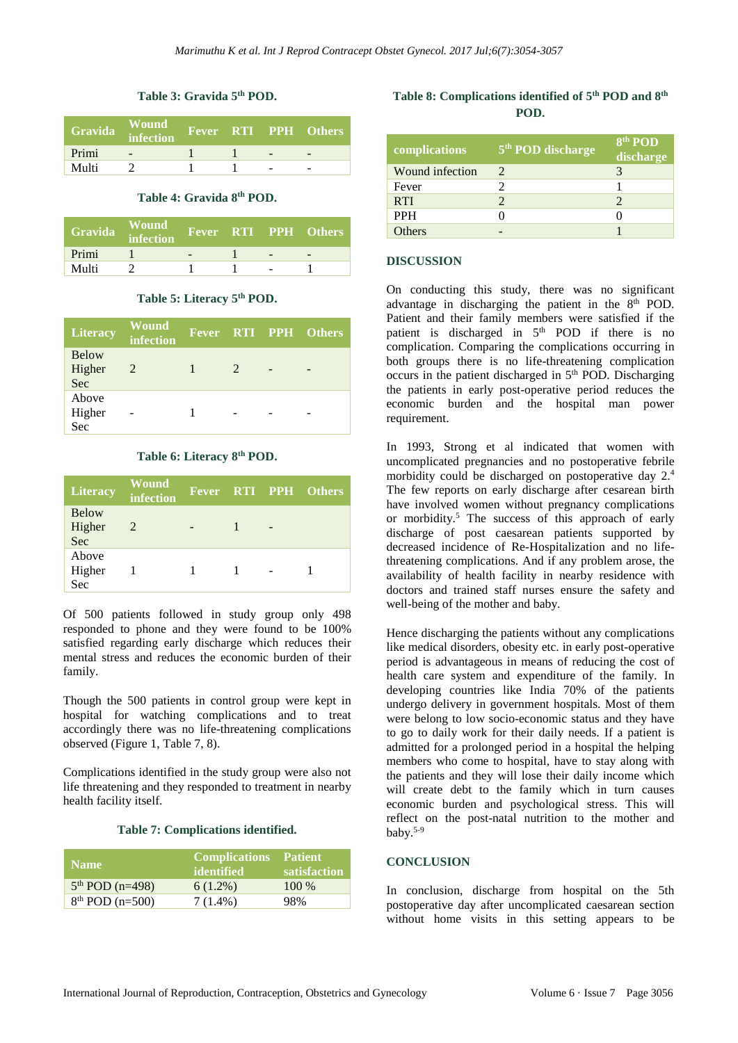**Table 3: Gravida 5th POD.**

| Gravida | Wound infection | Fever | RTI | PPH | Others |
|---|---|---|---|---|---|
| Primi | - | 1 | 1 | - | - |
| Multi | 2 | 1 | 1 | - | - |

**Table 4: Gravida 8th POD.**

| Gravida | Wound infection | Fever | RTI | PPH | Others |
|---|---|---|---|---|---|
| Primi | 1 | - | 1 | - | - |
| Multi | 2 | 1 | 1 | - | 1 |

**Table 5: Literacy 5th POD.**

| Literacy | Wound infection | Fever | RTI | PPH | Others |
|---|---|---|---|---|---|
| Below Higher Sec | 2 | 1 | 2 | - | - |
| Above Higher Sec | - | 1 | - | - | - |

**Table 6: Literacy 8th POD.**

| Literacy | Wound infection | Fever | RTI | PPH | Others |
|---|---|---|---|---|---|
| Below Higher Sec | 2 | - | 1 | - | |
| Above Higher Sec | 1 | 1 | 1 | - | 1 |

Of 500 patients followed in study group only 498 responded to phone and they were found to be 100% satisfied regarding early discharge which reduces their mental stress and reduces the economic burden of their family.

Though the 500 patients in control group were kept in hospital for watching complications and to treat accordingly there was no life-threatening complications observed (Figure 1, Table 7, 8).

Complications identified in the study group were also not life threatening and they responded to treatment in nearby health facility itself.

**Table 7: Complications identified.**

| Name | Complications identified | Patient satisfaction |
|---|---|---|
| 5th POD (n=498) | 6 (1.2%) | 100 % |
| 8th POD (n=500) | 7 (1.4%) | 98% |

**Table 8: Complications identified of 5th POD and 8th POD.**

| complications | 5th POD discharge | 8th POD discharge |
|---|---|---|
| Wound infection | 2 | 3 |
| Fever | 2 | 1 |
| RTI | 2 | 2 |
| PPH | 0 | 0 |
| Others | - | 1 |

## DISCUSSION

On conducting this study, there was no significant advantage in discharging the patient in the 8th POD. Patient and their family members were satisfied if the patient is discharged in 5th POD if there is no complication. Comparing the complications occurring in both groups there is no life-threatening complication occurs in the patient discharged in 5th POD. Discharging the patients in early post-operative period reduces the economic burden and the hospital man power requirement.

In 1993, Strong et al indicated that women with uncomplicated pregnancies and no postoperative febrile morbidity could be discharged on postoperative day 2.[4] The few reports on early discharge after cesarean birth have involved women without pregnancy complications or morbidity.[5] The success of this approach of early discharge of post caesarean patients supported by decreased incidence of Re-Hospitalization and no life-threatening complications. And if any problem arose, the availability of health facility in nearby residence with doctors and trained staff nurses ensure the safety and well-being of the mother and baby.

Hence discharging the patients without any complications like medical disorders, obesity etc. in early post-operative period is advantageous in means of reducing the cost of health care system and expenditure of the family. In developing countries like India 70% of the patients undergo delivery in government hospitals. Most of them were belong to low socio-economic status and they have to go to daily work for their daily needs. If a patient is admitted for a prolonged period in a hospital the helping members who come to hospital, have to stay along with the patients and they will lose their daily income which will create debt to the family which in turn causes economic burden and psychological stress. This will reflect on the post-natal nutrition to the mother and baby.[5-9]

## CONCLUSION

In conclusion, discharge from hospital on the 5th postoperative day after uncomplicated caesarean section without home visits in this setting appears to be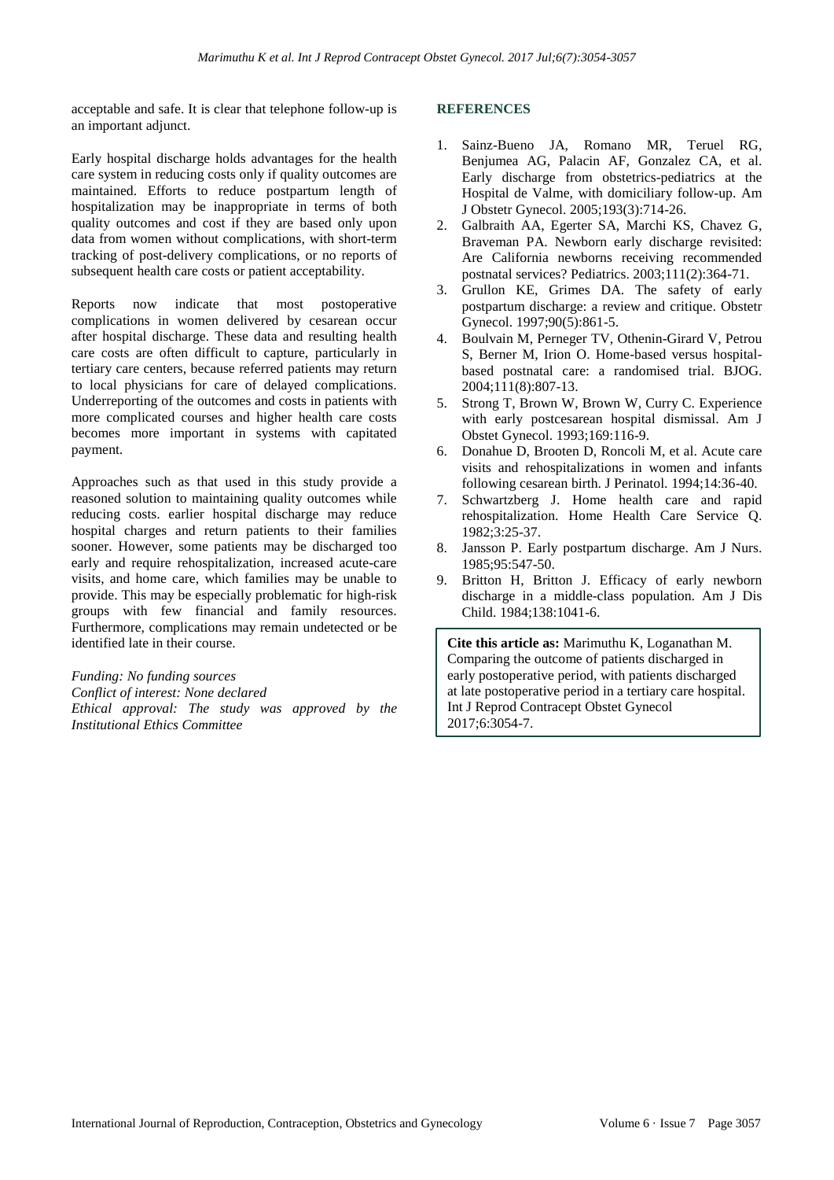acceptable and safe. It is clear that telephone follow-up is an important adjunct.

Early hospital discharge holds advantages for the health care system in reducing costs only if quality outcomes are maintained. Efforts to reduce postpartum length of hospitalization may be inappropriate in terms of both quality outcomes and cost if they are based only upon data from women without complications, with short-term tracking of post-delivery complications, or no reports of subsequent health care costs or patient acceptability.

Reports now indicate that most postoperative complications in women delivered by cesarean occur after hospital discharge. These data and resulting health care costs are often difficult to capture, particularly in tertiary care centers, because referred patients may return to local physicians for care of delayed complications. Underreporting of the outcomes and costs in patients with more complicated courses and higher health care costs becomes more important in systems with capitated payment.

Approaches such as that used in this study provide a reasoned solution to maintaining quality outcomes while reducing costs. earlier hospital discharge may reduce hospital charges and return patients to their families sooner. However, some patients may be discharged too early and require rehospitalization, increased acute-care visits, and home care, which families may be unable to provide. This may be especially problematic for high-risk groups with few financial and family resources. Furthermore, complications may remain undetected or be identified late in their course.

*Funding: No funding sources*
*Conflict of interest: None declared*
*Ethical approval: The study was approved by the Institutional Ethics Committee*

## REFERENCES

1. Sainz-Bueno JA, Romano MR, Teruel RG, Benjumea AG, Palacin AF, Gonzalez CA, et al. Early discharge from obstetrics-pediatrics at the Hospital de Valme, with domiciliary follow-up. Am J Obstetr Gynecol. 2005;193(3):714-26.
2. Galbraith AA, Egerter SA, Marchi KS, Chavez G, Braveman PA. Newborn early discharge revisited: Are California newborns receiving recommended postnatal services? Pediatrics. 2003;111(2):364-71.
3. Grullon KE, Grimes DA. The safety of early postpartum discharge: a review and critique. Obstetr Gynecol. 1997;90(5):861-5.
4. Boulvain M, Perneger TV, Othenin-Girard V, Petrou S, Berner M, Irion O. Home-based versus hospital-based postnatal care: a randomised trial. BJOG. 2004;111(8):807-13.
5. Strong T, Brown W, Brown W, Curry C. Experience with early postcesarean hospital dismissal. Am J Obstet Gynecol. 1993;169:116-9.
6. Donahue D, Brooten D, Roncoli M, et al. Acute care visits and rehospitalizations in women and infants following cesarean birth. J Perinatol. 1994;14:36-40.
7. Schwartzberg J. Home health care and rapid rehospitalization. Home Health Care Service Q. 1982;3:25-37.
8. Jansson P. Early postpartum discharge. Am J Nurs. 1985;95:547-50.
9. Britton H, Britton J. Efficacy of early newborn discharge in a middle-class population. Am J Dis Child. 1984;138:1041-6.

**Cite this article as:** Marimuthu K, Loganathan M. Comparing the outcome of patients discharged in early postoperative period, with patients discharged at late postoperative period in a tertiary care hospital. Int J Reprod Contracept Obstet Gynecol 2017;6:3054-7.